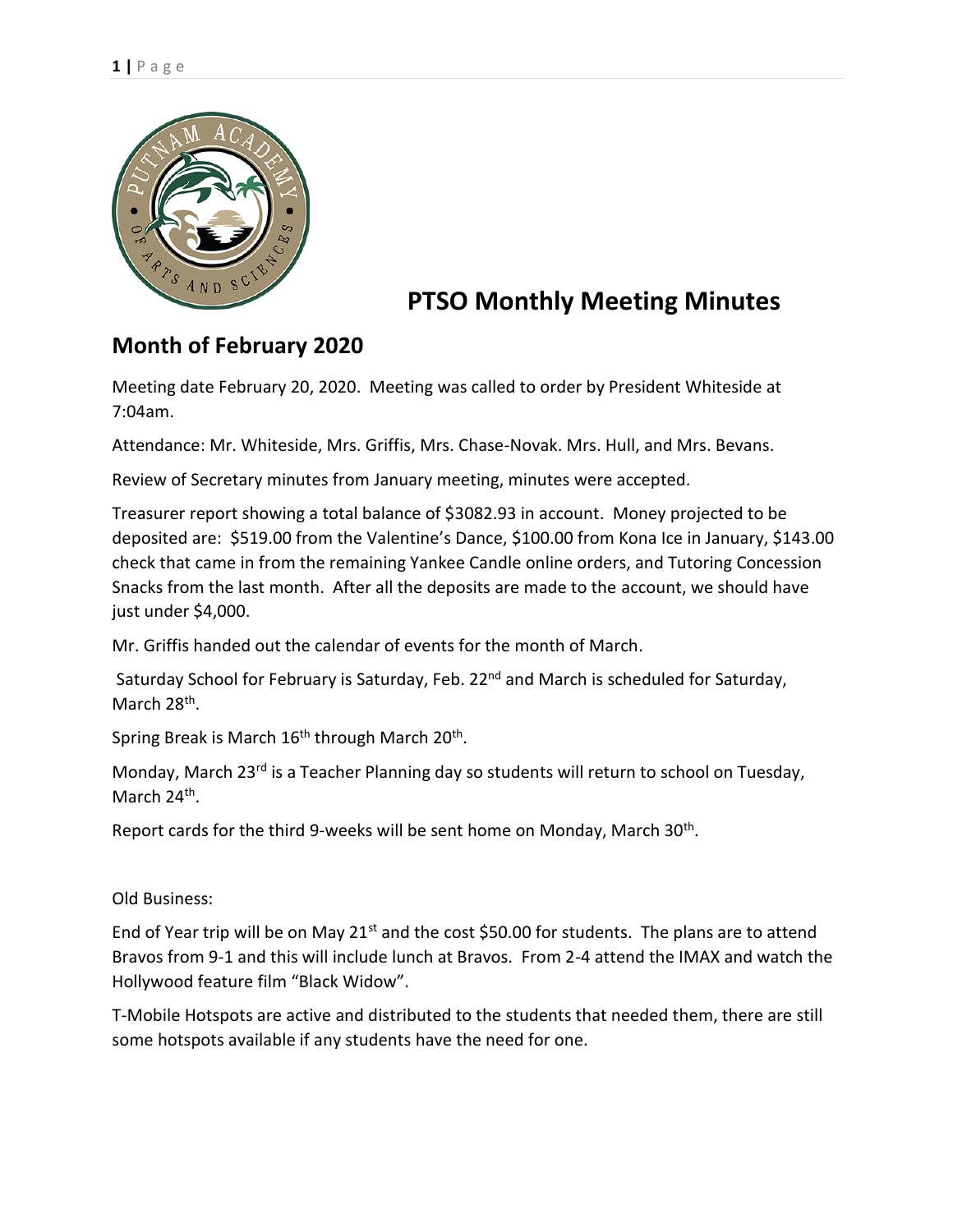# PTSO Monthly Meeting Minutes

## Month of February 2020

Meeting date February 20, 2020. Meeting was called to order by President Whiteside at 7:04am.

Attendance: Mr. Whiteside, Mrs. Griffis, Mrs. Chase-Novak. Mrs. Hull, and Mrs. Bevans.

Review of Secretary minutes from January meeting, minutes were accepted.

Treasurer report showing a total balance of $3082.93 in account. Money projected to be deposited are: $519.00 from the Valentine's Dance, $100.00 from Kona Ice in January, $143.00 check that came in from the remaining Yankee Candle online orders, and Tutoring Concession Snacks from the last month. After all the deposits are made to the account, we should have just under $4,000.

Mr. Griffis handed out the calendar of events for the month of March.

Saturday School for February is Saturday, Feb. 22nd and March is scheduled for Saturday, March 28th.

Spring Break is March 16th through March 20th.

Monday, March 23rd is a Teacher Planning day so students will return to school on Tuesday, March 24th.

Report cards for the third 9-weeks will be sent home on Monday, March 30th.

Old Business:

End of Year trip will be on May 21st and the cost $50.00 for students. The plans are to attend Bravos from 9-1 and this will include lunch at Bravos. From 2-4 attend the IMAX and watch the Hollywood feature film "Black Widow".

T-Mobile Hotspots are active and distributed to the students that needed them, there are still some hotspots available if any students have the need for one.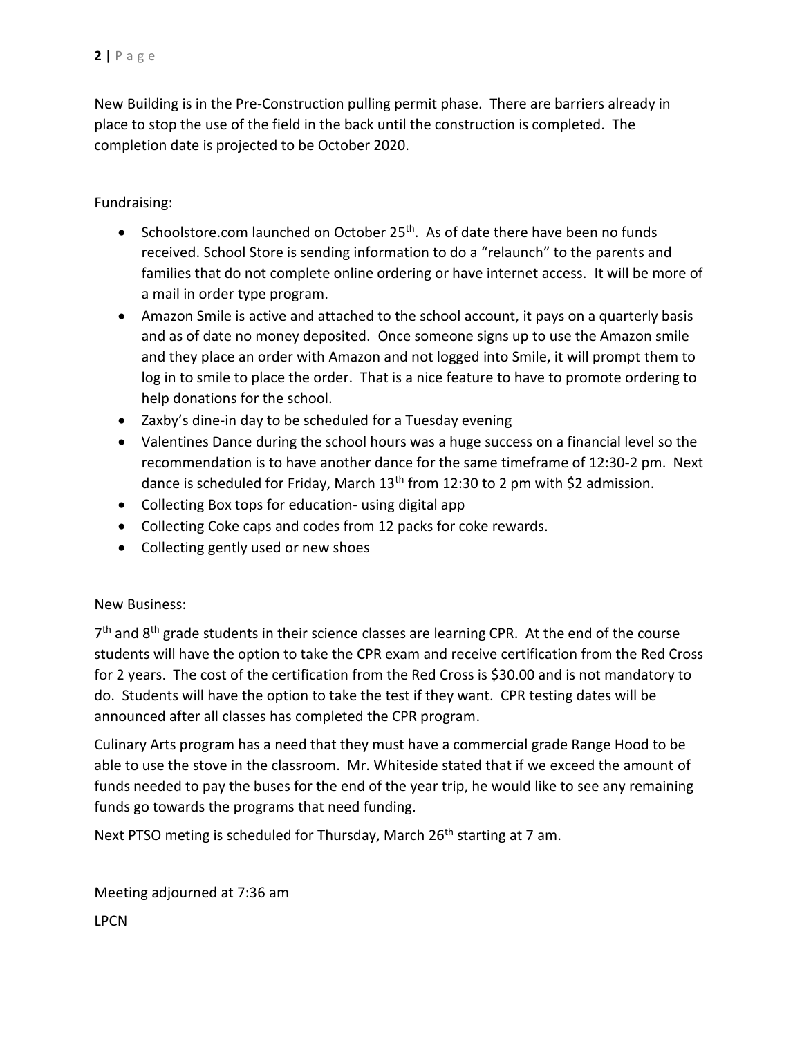New Building is in the Pre-Construction pulling permit phase. There are barriers already in place to stop the use of the field in the back until the construction is completed. The completion date is projected to be October 2020.

Fundraising:

- Schoolstore.com launched on October 25th. As of date there have been no funds received. School Store is sending information to do a "relaunch" to the parents and families that do not complete online ordering or have internet access. It will be more of a mail in order type program.
- Amazon Smile is active and attached to the school account, it pays on a quarterly basis and as of date no money deposited. Once someone signs up to use the Amazon smile and they place an order with Amazon and not logged into Smile, it will prompt them to log in to smile to place the order. That is a nice feature to have to promote ordering to help donations for the school.
- Zaxby's dine-in day to be scheduled for a Tuesday evening
- Valentines Dance during the school hours was a huge success on a financial level so the recommendation is to have another dance for the same timeframe of 12:30-2 pm. Next dance is scheduled for Friday, March 13th from 12:30 to 2 pm with $2 admission.
- Collecting Box tops for education- using digital app
- Collecting Coke caps and codes from 12 packs for coke rewards.
- Collecting gently used or new shoes

New Business:

7th and 8th grade students in their science classes are learning CPR. At the end of the course students will have the option to take the CPR exam and receive certification from the Red Cross for 2 years. The cost of the certification from the Red Cross is $30.00 and is not mandatory to do. Students will have the option to take the test if they want. CPR testing dates will be announced after all classes has completed the CPR program.

Culinary Arts program has a need that they must have a commercial grade Range Hood to be able to use the stove in the classroom. Mr. Whiteside stated that if we exceed the amount of funds needed to pay the buses for the end of the year trip, he would like to see any remaining funds go towards the programs that need funding.

Next PTSO meting is scheduled for Thursday, March 26th starting at 7 am.

Meeting adjourned at 7:36 am

LPCN